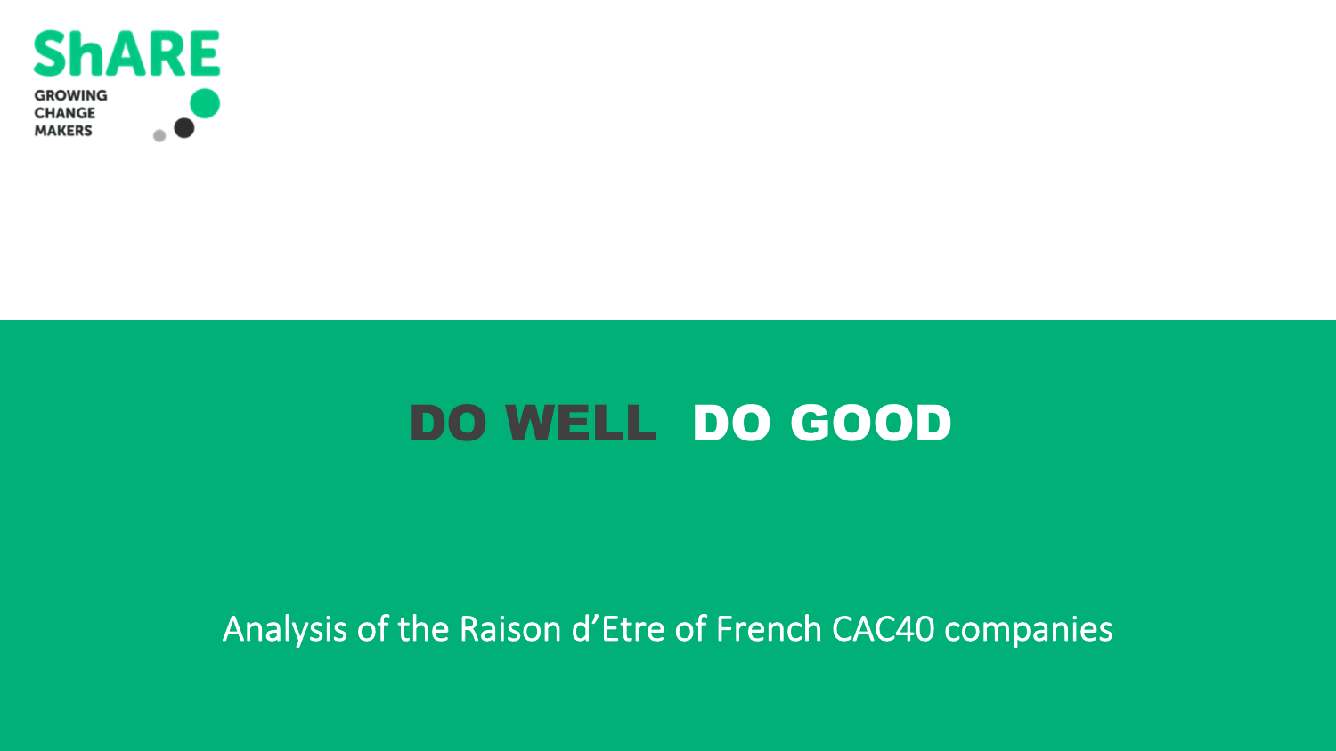ShARE

GROWING CHANGE MAKERS

# DO WELL DO GOOD

Analysis of the Raison d'Etre of French CAC40 companies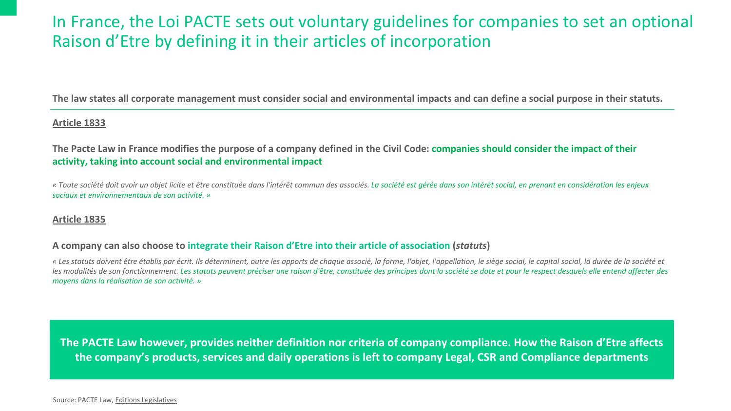# In France, the Loi PACTE sets out voluntary guidelines for companies to set an optional Raison d'Etre by defining it in their articles of incorporation

**The law states all corporate management must consider social and environmental impacts and can define a social purpose in their statuts.**

**Article 1833**

**The Pacte Law in France modifies the purpose of a company defined in the Civil Code: companies should consider the impact of their activity, taking into account social and environmental impact**

*« Toute société doit avoir un objet licite et être constituée dans l'intérêt commun des associés. La société est gérée dans son intérêt social, en prenant en considération les enjeux sociaux et environnementaux de son activité. »*

**Article 1835**

**A company can also choose to integrate their Raison d'Etre into their article of association (*statuts*)**

*« Les statuts doivent être établis par écrit. Ils déterminent, outre les apports de chaque associé, la forme, l'objet, l'appellation, le siège social, le capital social, la durée de la société et les modalités de son fonctionnement. Les statuts peuvent préciser une raison d'être, constituée des principes dont la société se dote et pour le respect desquels elle entend affecter des moyens dans la réalisation de son activité. »*

**The PACTE Law however, provides neither definition nor criteria of company compliance. How the Raison d'Etre affects the company's products, services and daily operations is left to company Legal, CSR and Compliance departments**

Source: PACTE Law, Editions Legislatives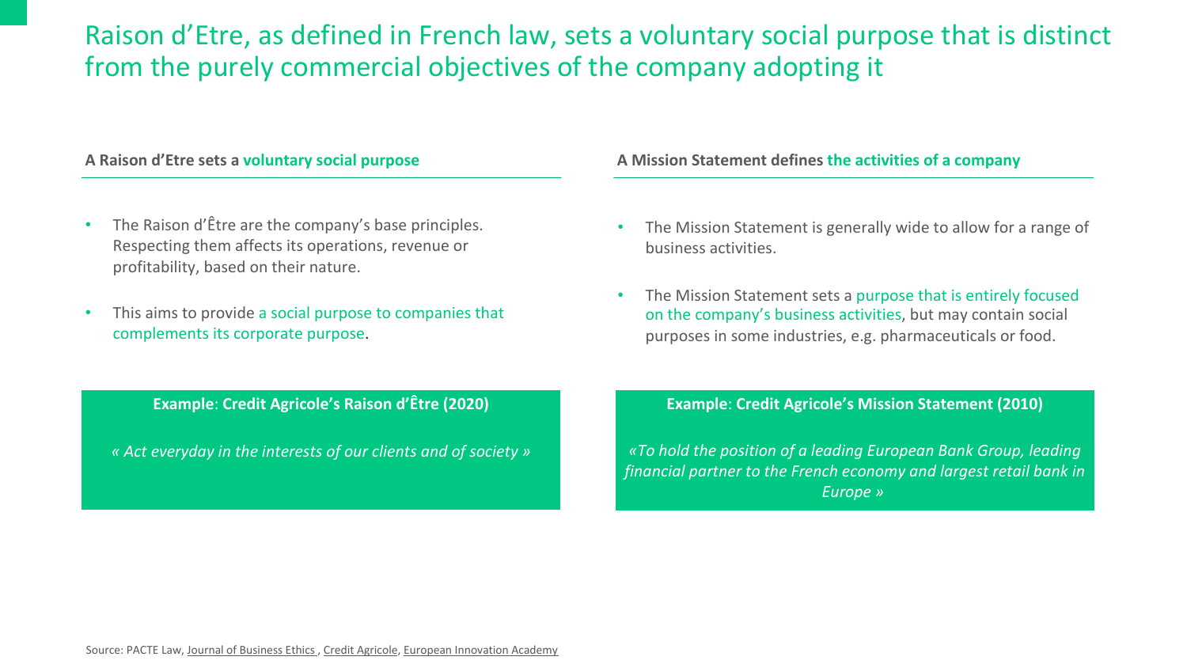# Raison d'Etre, as defined in French law, sets a voluntary social purpose that is distinct from the purely commercial objectives of the company adopting it

### A Raison d'Etre sets a voluntary social purpose

- The Raison d'Être are the company's base principles. Respecting them affects its operations, revenue or profitability, based on their nature.
- This aims to provide a social purpose to companies that complements its corporate purpose.

**Example: Credit Agricole's Raison d'Être (2020)**

*« Act everyday in the interests of our clients and of society »*

### A Mission Statement defines the activities of a company

- The Mission Statement is generally wide to allow for a range of business activities.
- The Mission Statement sets a purpose that is entirely focused on the company's business activities, but may contain social purposes in some industries, e.g. pharmaceuticals or food.

**Example: Credit Agricole's Mission Statement (2010)**

*«To hold the position of a leading European Bank Group, leading financial partner to the French economy and largest retail bank in Europe »*

Source: PACTE Law, Journal of Business Ethics , Credit Agricole, European Innovation Academy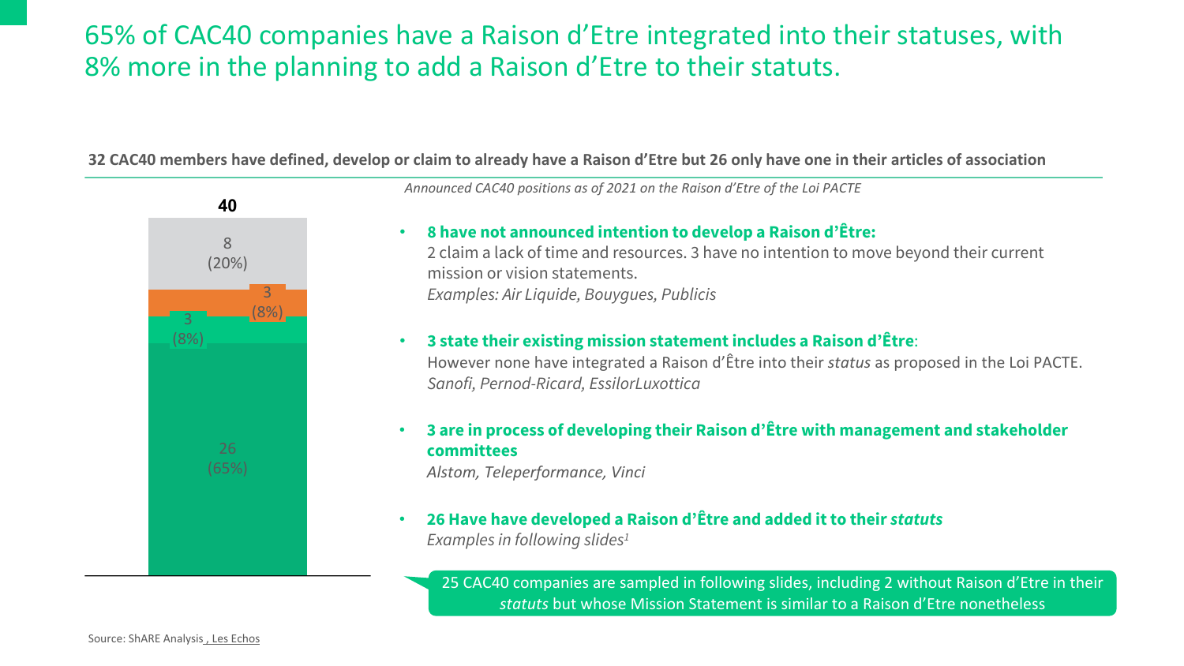# 65% of CAC40 companies have a Raison d'Etre integrated into their statuses, with 8% more in the planning to add a Raison d'Etre to their statuts.

**32 CAC40 members have defined, develop or claim to already have a Raison d'Etre but 26 only have one in their articles of association**

*Announced CAC40 positions as of 2021 on the Raison d'Etre of the Loi PACTE*

| Category | Count |
|---|---|
| Total | 40 |
| | 8 (20%) |
| | 3 (8%) |
| | 3 (8%) |
| | 26 (65%) |

- **8 have not announced intention to develop a Raison d'Être:**
  2 claim a lack of time and resources. 3 have no intention to move beyond their current mission or vision statements.
  *Examples: Air Liquide, Bouygues, Publicis*

- **3 state their existing mission statement includes a Raison d'Être**:
  However none have integrated a Raison d'Être into their *status* as proposed in the Loi PACTE.
  *Sanofi, Pernod-Ricard, EssilorLuxottica*

- **3 are in process of developing their Raison d'Être with management and stakeholder committees**
  *Alstom, Teleperformance, Vinci*

- **26 Have have developed a Raison d'Être and added it to their *statuts***
  *Examples in following slides[1]*

25 CAC40 companies are sampled in following slides, including 2 without Raison d'Etre in their *statuts* but whose Mission Statement is similar to a Raison d'Etre nonetheless

Source: ShARE Analysis , Les Echos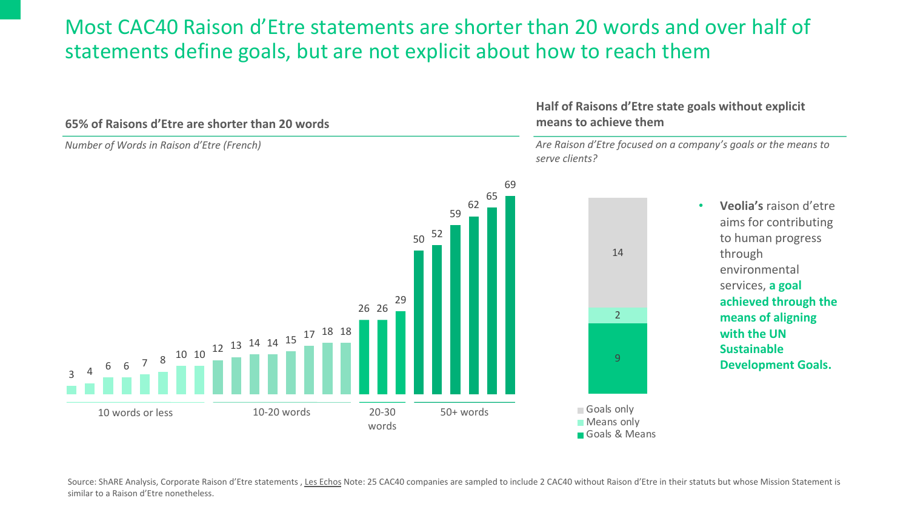# Most CAC40 Raison d'Etre statements are shorter than 20 words and over half of statements define goals, but are not explicit about how to reach them

## 65% of Raisons d'Etre are shorter than 20 words

*Number of Words in Raison d'Etre (French)*

| Category | Number of words |
|---|---|
| 10 words or less | 3, 4, 6, 6, 7, 8, 10, 10 |
| 10-20 words | 12, 13, 14, 14, 15, 17, 18, 18 |
| 20-30 words | 26, 26, 29 |
| 50+ words | 50, 52, 59, 62, 65, 69 |

## Half of Raisons d'Etre state goals without explicit means to achieve them

*Are Raison d'Etre focused on a company's goals or the means to serve clients?*

| Category | Count |
|---|---|
| Goals only | 14 |
| Means only | 2 |
| Goals & Means | 9 |

- **Veolia's** raison d'etre aims for contributing to human progress through environmental services, **a goal achieved through the means of aligning with the UN Sustainable Development Goals.**

Source: ShARE Analysis, Corporate Raison d'Etre statements , Les Echos Note: 25 CAC40 companies are sampled to include 2 CAC40 without Raison d'Etre in their statuts but whose Mission Statement is similar to a Raison d'Etre nonetheless.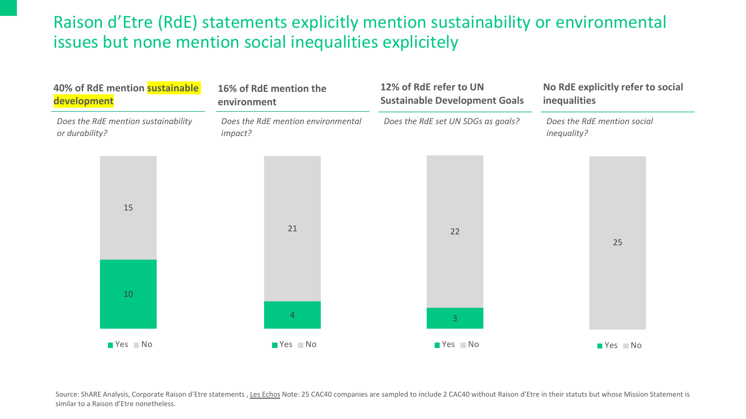# Raison d'Etre (RdE) statements explicitly mention sustainability or environmental issues but none mention social inequalities explicitely

**40% of RdE mention sustainable development**

*Does the RdE mention sustainability or durability?*

| | Yes | No |
|---|---|---|
| Count | 10 | 15 |

**16% of RdE mention the environment**

*Does the RdE mention environmental impact?*

| | Yes | No |
|---|---|---|
| Count | 4 | 21 |

**12% of RdE refer to UN Sustainable Development Goals**

*Does the RdE set UN SDGs as goals?*

| | Yes | No |
|---|---|---|
| Count | 3 | 22 |

**No RdE explicitly refer to social inequalities**

*Does the RdE mention social inequality?*

| | Yes | No |
|---|---|---|
| Count | | 25 |

Source: ShARE Analysis, Corporate Raison d'Etre statements , Les Echos Note: 25 CAC40 companies are sampled to include 2 CAC40 without Raison d'Etre in their statuts but whose Mission Statement is similar to a Raison d'Etre nonetheless.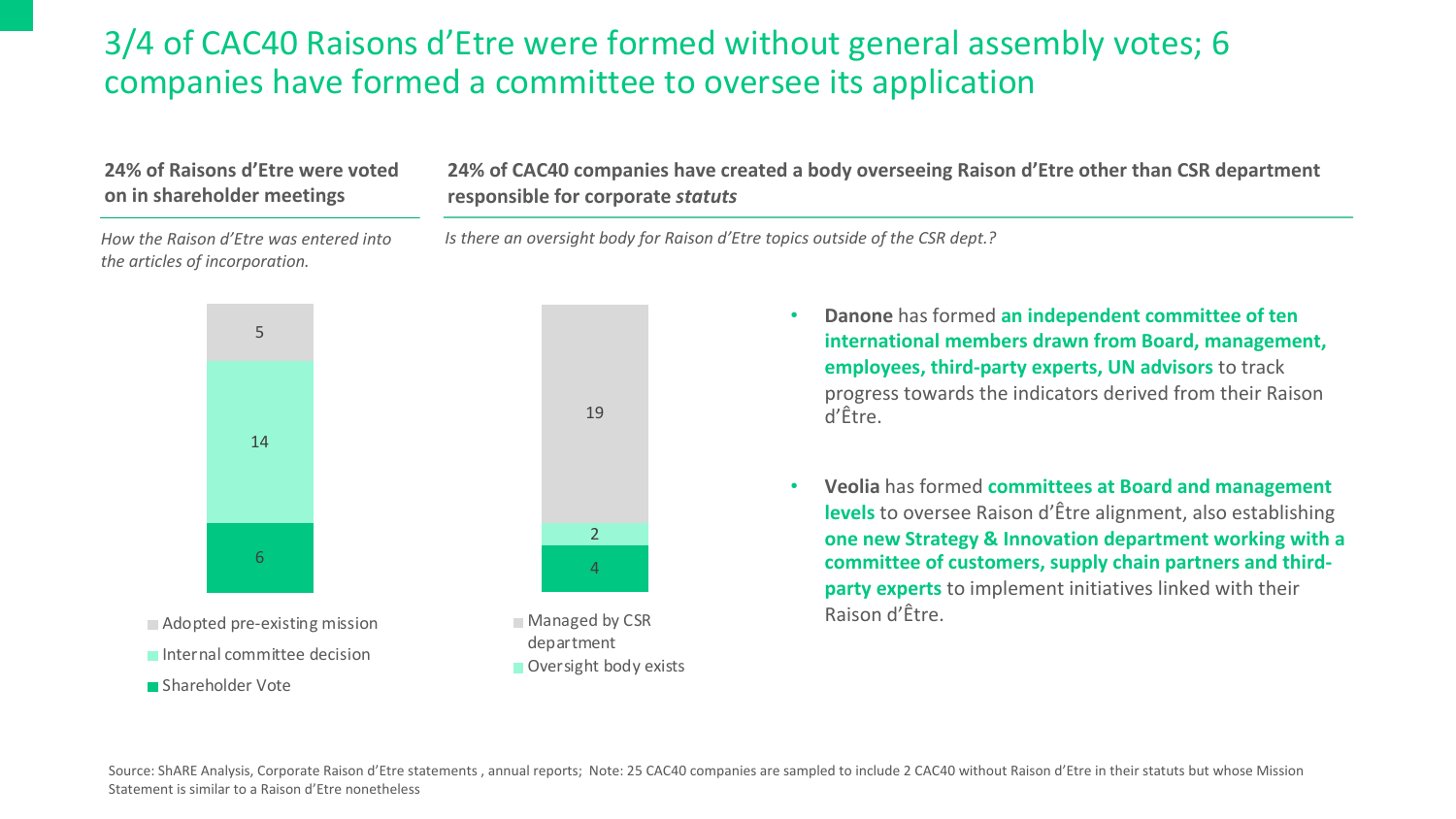# 3/4 of CAC40 Raisons d'Etre were formed without general assembly votes; 6 companies have formed a committee to oversee its application

### 24% of Raisons d'Etre were voted on in shareholder meetings

*How the Raison d'Etre was entered into the articles of incorporation.*

| Category | Count |
| --- | --- |
| Adopted pre-existing mission | 5 |
| Internal committee decision | 14 |
| Shareholder Vote | 6 |

### 24% of CAC40 companies have created a body overseeing Raison d'Etre other than CSR department responsible for corporate *statuts*

*Is there an oversight body for Raison d'Etre topics outside of the CSR dept.?*

| Category | Count |
| --- | --- |
| Managed by CSR department | 19 |
| Oversight body exists | 2 |
| (unlabeled) | 4 |

- **Danone** has formed **an independent committee of ten international members drawn from Board, management, employees, third-party experts, UN advisors** to track progress towards the indicators derived from their Raison d'Être.
- **Veolia** has formed **committees at Board and management levels** to oversee Raison d'Être alignment, also establishing **one new Strategy & Innovation department working with a committee of customers, supply chain partners and third-party experts** to implement initiatives linked with their Raison d'Être.

Source: ShARE Analysis, Corporate Raison d'Etre statements , annual reports; Note: 25 CAC40 companies are sampled to include 2 CAC40 without Raison d'Etre in their statuts but whose Mission Statement is similar to a Raison d'Etre nonetheless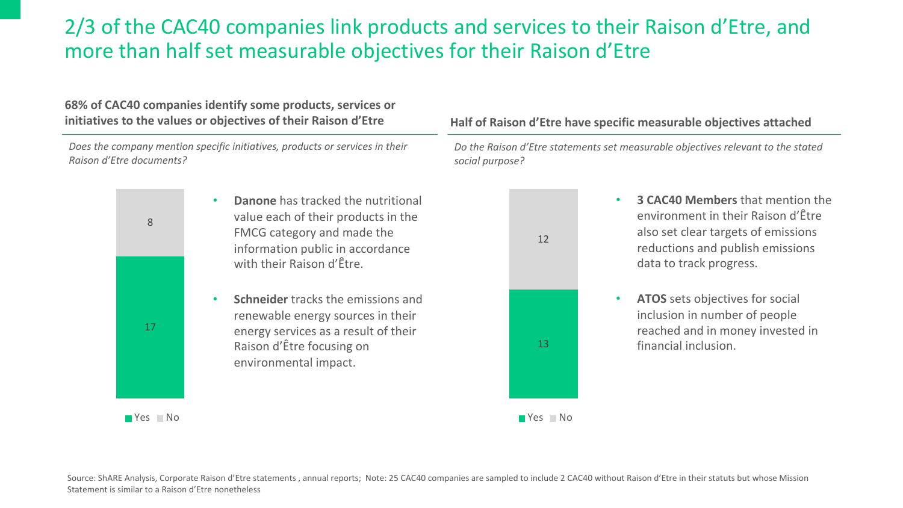# 2/3 of the CAC40 companies link products and services to their Raison d'Etre, and more than half set measurable objectives for their Raison d'Etre

## 68% of CAC40 companies identify some products, services or initiatives to the values or objectives of their Raison d'Etre

*Does the company mention specific initiatives, products or services in their Raison d'Etre documents?*

| | Count |
|---|---|
| Yes | 17 |
| No | 8 |

- **Danone** has tracked the nutritional value each of their products in the FMCG category and made the information public in accordance with their Raison d'Être.
- **Schneider** tracks the emissions and renewable energy sources in their energy services as a result of their Raison d'Être focusing on environmental impact.

## Half of Raison d'Etre have specific measurable objectives attached

*Do the Raison d'Etre statements set measurable objectives relevant to the stated social purpose?*

| | Count |
|---|---|
| Yes | 13 |
| No | 12 |

- **3 CAC40 Members** that mention the environment in their Raison d'Être also set clear targets of emissions reductions and publish emissions data to track progress.
- **ATOS** sets objectives for social inclusion in number of people reached and in money invested in financial inclusion.

Source: ShARE Analysis, Corporate Raison d'Etre statements , annual reports; Note: 25 CAC40 companies are sampled to include 2 CAC40 without Raison d'Etre in their statuts but whose Mission Statement is similar to a Raison d'Etre nonetheless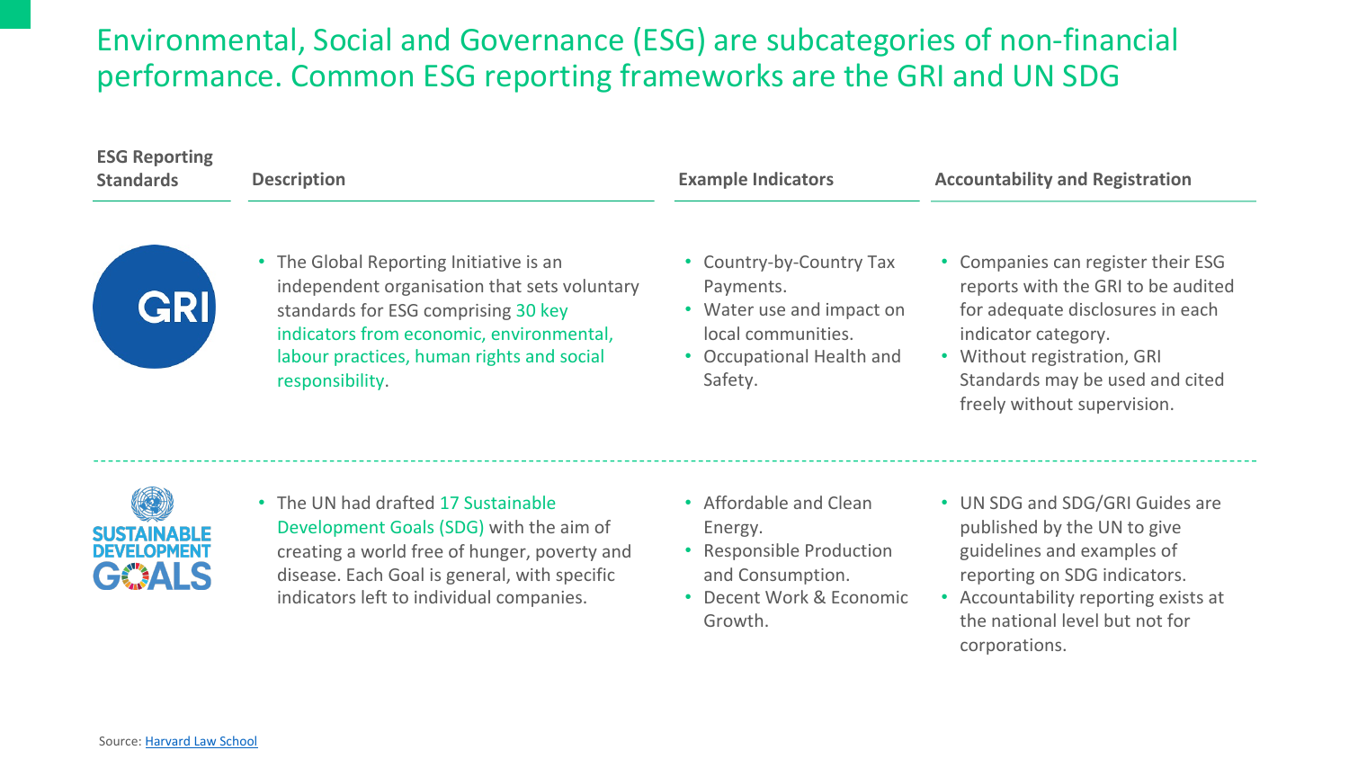# Environmental, Social and Governance (ESG) are subcategories of non-financial performance. Common ESG reporting frameworks are the GRI and UN SDG

| ESG Reporting Standards | Description | Example Indicators | Accountability and Registration |
|---|---|---|---|
| GRI | • The Global Reporting Initiative is an independent organisation that sets voluntary standards for ESG comprising 30 key indicators from economic, environmental, labour practices, human rights and social responsibility. | • Country-by-Country Tax Payments.<br>• Water use and impact on local communities.<br>• Occupational Health and Safety. | • Companies can register their ESG reports with the GRI to be audited for adequate disclosures in each indicator category.<br>• Without registration, GRI Standards may be used and cited freely without supervision. |
| SUSTAINABLE DEVELOPMENT GOALS | • The UN had drafted 17 Sustainable Development Goals (SDG) with the aim of creating a world free of hunger, poverty and disease. Each Goal is general, with specific indicators left to individual companies. | • Affordable and Clean Energy.<br>• Responsible Production and Consumption.<br>• Decent Work & Economic Growth. | • UN SDG and SDG/GRI Guides are published by the UN to give guidelines and examples of reporting on SDG indicators.<br>• Accountability reporting exists at the national level but not for corporations. |

Source: Harvard Law School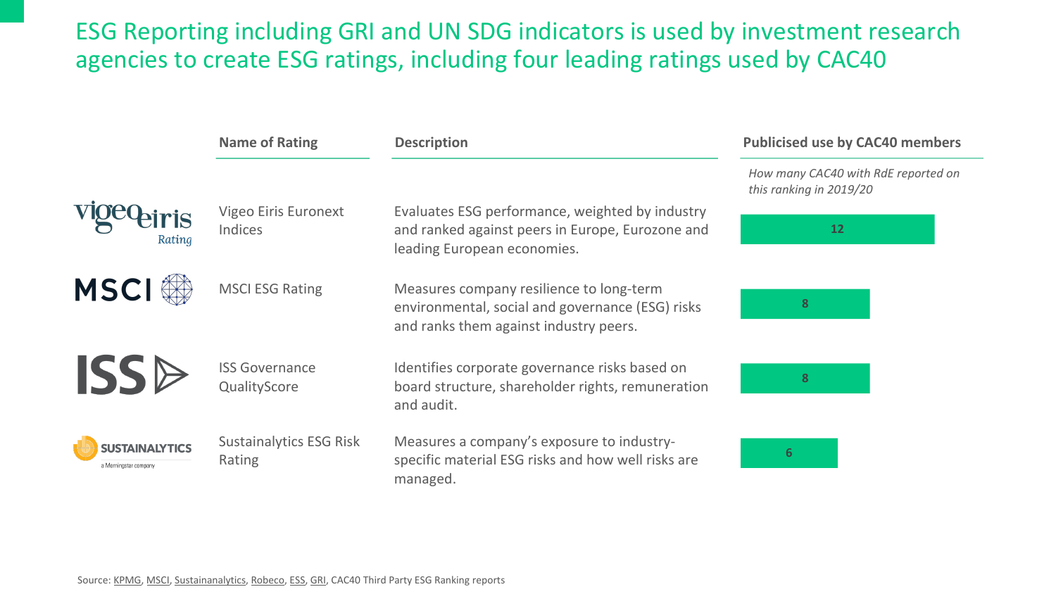# ESG Reporting including GRI and UN SDG indicators is used by investment research agencies to create ESG ratings, including four leading ratings used by CAC40

| | Name of Rating | Description | Publicised use by CAC40 members<br>*How many CAC40 with RdE reported on this ranking in 2019/20* |
|---|---|---|---|
| Vigeo Eiris Rating | Vigeo Eiris Euronext Indices | Evaluates ESG performance, weighted by industry and ranked against peers in Europe, Eurozone and leading European economies. | 12 |
| MSCI | MSCI ESG Rating | Measures company resilience to long-term environmental, social and governance (ESG) risks and ranks them against industry peers. | 8 |
| ISS | ISS Governance QualityScore | Identifies corporate governance risks based on board structure, shareholder rights, remuneration and audit. | 8 |
| Sustainalytics, a Morningstar company | Sustainalytics ESG Risk Rating | Measures a company's exposure to industry-specific material ESG risks and how well risks are managed. | 6 |

Source: KPMG, MSCI, Sustainanalytics, Robeco, ESS, GRI, CAC40 Third Party ESG Ranking reports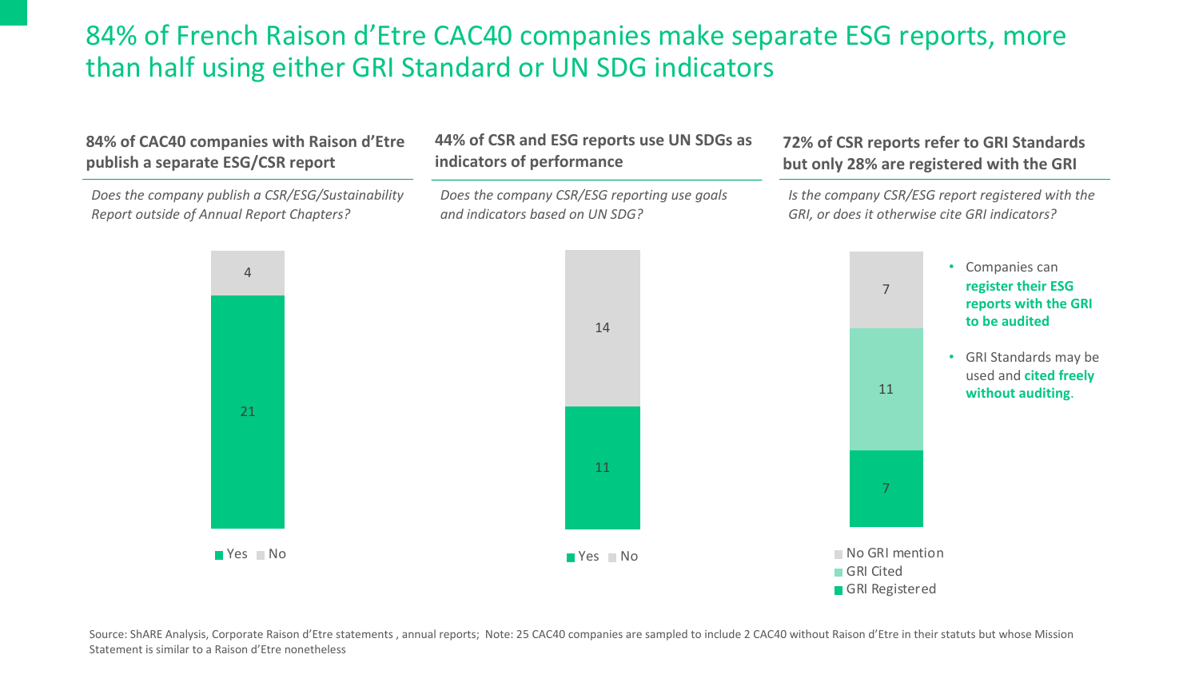# 84% of French Raison d'Etre CAC40 companies make separate ESG reports, more than half using either GRI Standard or UN SDG indicators

### 84% of CAC40 companies with Raison d'Etre publish a separate ESG/CSR report

*Does the company publish a CSR/ESG/Sustainability Report outside of Annual Report Chapters?*

| Response | Count |
|---|---|
| Yes | 21 |
| No | 4 |

### 44% of CSR and ESG reports use UN SDGs as indicators of performance

*Does the company CSR/ESG reporting use goals and indicators based on UN SDG?*

| Response | Count |
|---|---|
| Yes | 11 |
| No | 14 |

### 72% of CSR reports refer to GRI Standards but only 28% are registered with the GRI

*Is the company CSR/ESG report registered with the GRI, or does it otherwise cite GRI indicators?*

| Response | Count |
|---|---|
| GRI Registered | 7 |
| GRI Cited | 11 |
| No GRI mention | 7 |

- Companies can **register their ESG reports with the GRI to be audited**
- GRI Standards may be used and **cited freely without auditing**.

Source: ShARE Analysis, Corporate Raison d'Etre statements , annual reports; Note: 25 CAC40 companies are sampled to include 2 CAC40 without Raison d'Etre in their statuts but whose Mission Statement is similar to a Raison d'Etre nonetheless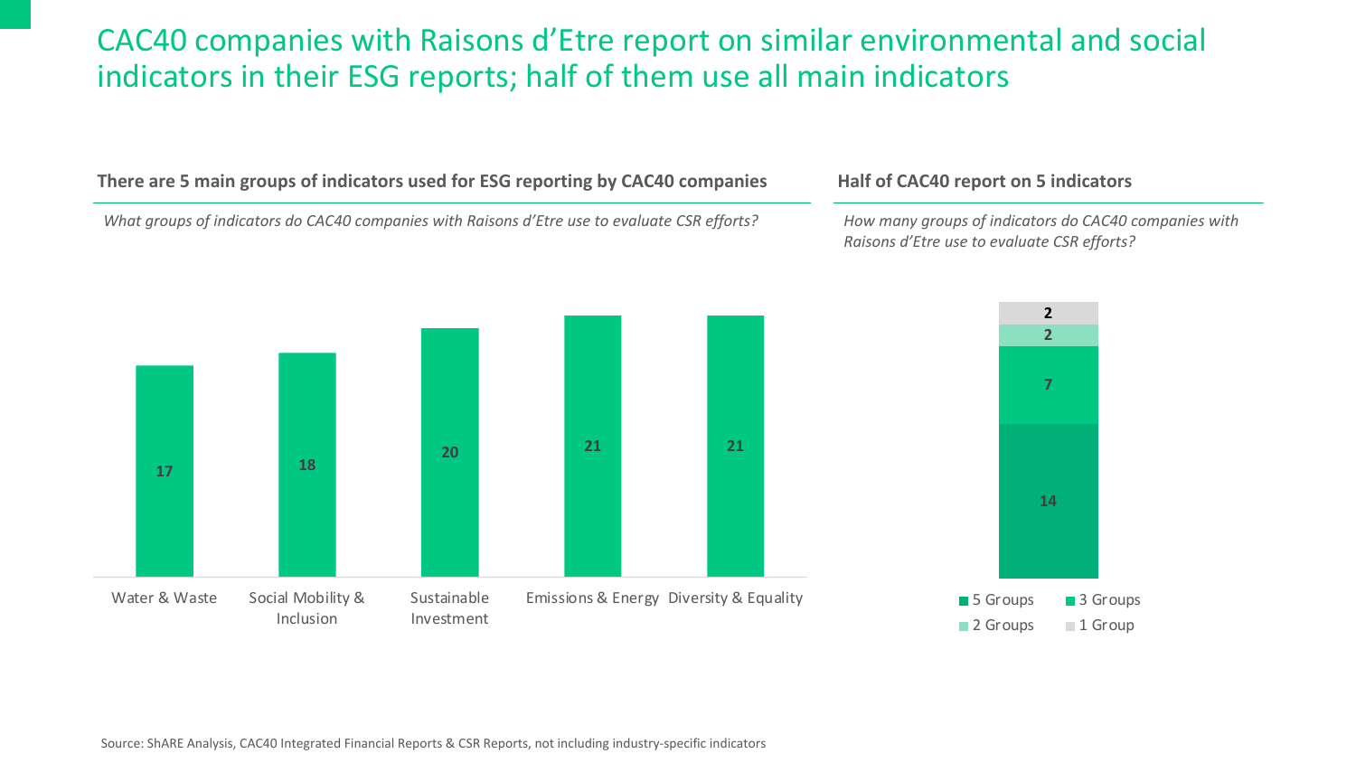# CAC40 companies with Raisons d'Etre report on similar environmental and social indicators in their ESG reports; half of them use all main indicators

## There are 5 main groups of indicators used for ESG reporting by CAC40 companies

*What groups of indicators do CAC40 companies with Raisons d'Etre use to evaluate CSR efforts?*

| Group of indicators | Number of companies |
|---|---|
| Water & Waste | 17 |
| Social Mobility & Inclusion | 18 |
| Sustainable Investment | 20 |
| Emissions & Energy | 21 |
| Diversity & Equality | 21 |

## Half of CAC40 report on 5 indicators

*How many groups of indicators do CAC40 companies with Raisons d'Etre use to evaluate CSR efforts?*

| Number of groups | Number of companies |
|---|---|
| 5 Groups | 14 |
| 3 Groups | 7 |
| 2 Groups | 2 |
| 1 Group | 2 |

Source: ShARE Analysis, CAC40 Integrated Financial Reports & CSR Reports, not including industry-specific indicators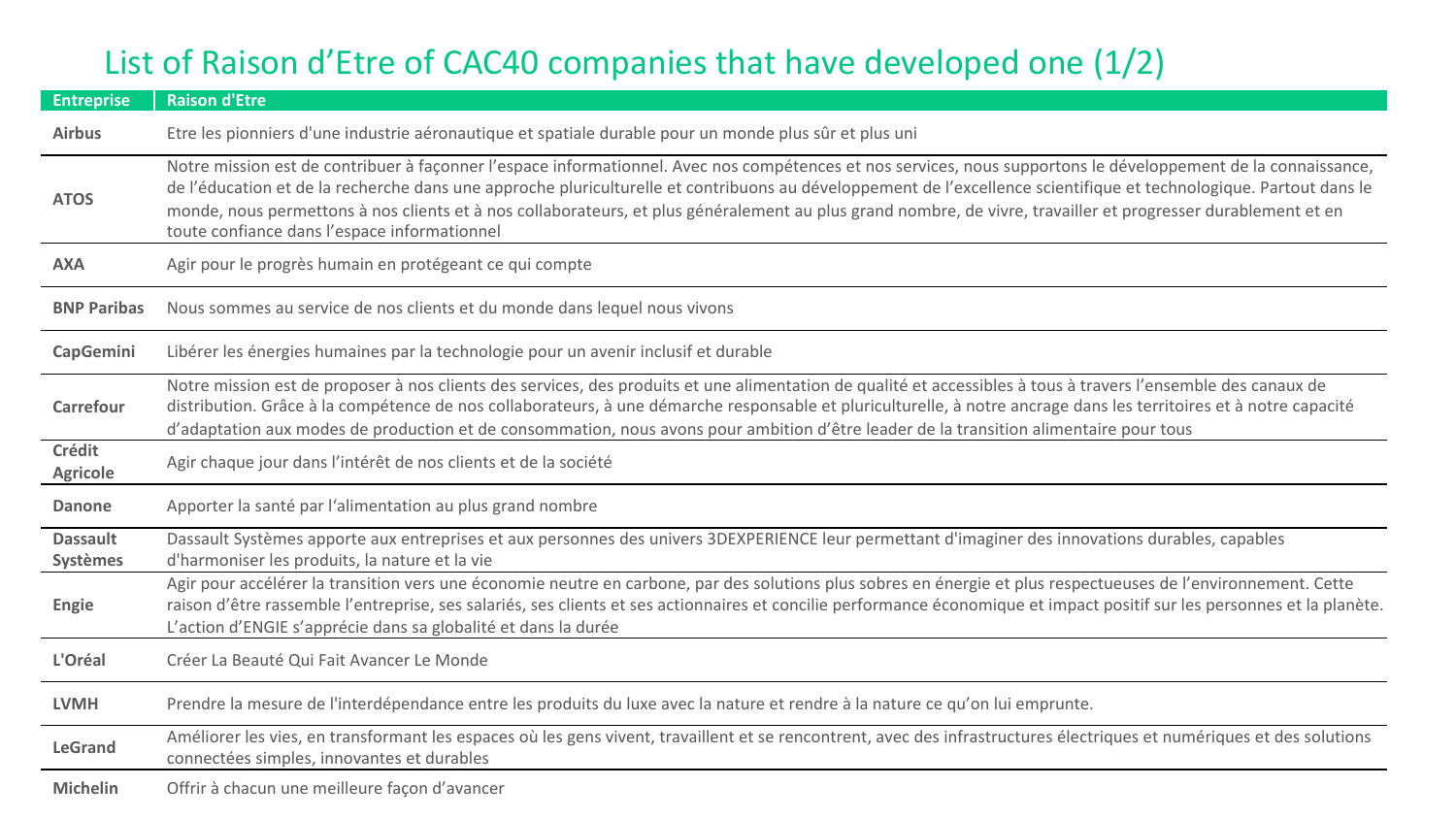# List of Raison d'Etre of CAC40 companies that have developed one (1/2)

| Entreprise | Raison d'Etre |
| --- | --- |
| **Airbus** | Etre les pionniers d'une industrie aéronautique et spatiale durable pour un monde plus sûr et plus uni |
| **ATOS** | Notre mission est de contribuer à façonner l'espace informationnel. Avec nos compétences et nos services, nous supportons le développement de la connaissance, de l'éducation et de la recherche dans une approche pluriculturelle et contribuons au développement de l'excellence scientifique et technologique. Partout dans le monde, nous permettons à nos clients et à nos collaborateurs, et plus généralement au plus grand nombre, de vivre, travailler et progresser durablement et en toute confiance dans l'espace informationnel |
| **AXA** | Agir pour le progrès humain en protégeant ce qui compte |
| **BNP Paribas** | Nous sommes au service de nos clients et du monde dans lequel nous vivons |
| **CapGemini** | Libérer les énergies humaines par la technologie pour un avenir inclusif et durable |
| **Carrefour** | Notre mission est de proposer à nos clients des services, des produits et une alimentation de qualité et accessibles à tous à travers l'ensemble des canaux de distribution. Grâce à la compétence de nos collaborateurs, à une démarche responsable et pluriculturelle, à notre ancrage dans les territoires et à notre capacité d'adaptation aux modes de production et de consommation, nous avons pour ambition d'être leader de la transition alimentaire pour tous |
| **Crédit Agricole** | Agir chaque jour dans l'intérêt de nos clients et de la société |
| **Danone** | Apporter la santé par l'alimentation au plus grand nombre |
| **Dassault Systèmes** | Dassault Systèmes apporte aux entreprises et aux personnes des univers 3DEXPERIENCE leur permettant d'imaginer des innovations durables, capables d'harmoniser les produits, la nature et la vie |
| **Engie** | Agir pour accélérer la transition vers une économie neutre en carbone, par des solutions plus sobres en énergie et plus respectueuses de l'environnement. Cette raison d'être rassemble l'entreprise, ses salariés, ses clients et ses actionnaires et concilie performance économique et impact positif sur les personnes et la planète. L'action d'ENGIE s'apprécie dans sa globalité et dans la durée |
| **L'Oréal** | Créer La Beauté Qui Fait Avancer Le Monde |
| **LVMH** | Prendre la mesure de l'interdépendance entre les produits du luxe avec la nature et rendre à la nature ce qu'on lui emprunte. |
| **LeGrand** | Améliorer les vies, en transformant les espaces où les gens vivent, travaillent et se rencontrent, avec des infrastructures électriques et numériques et des solutions connectées simples, innovantes et durables |
| **Michelin** | Offrir à chacun une meilleure façon d'avancer |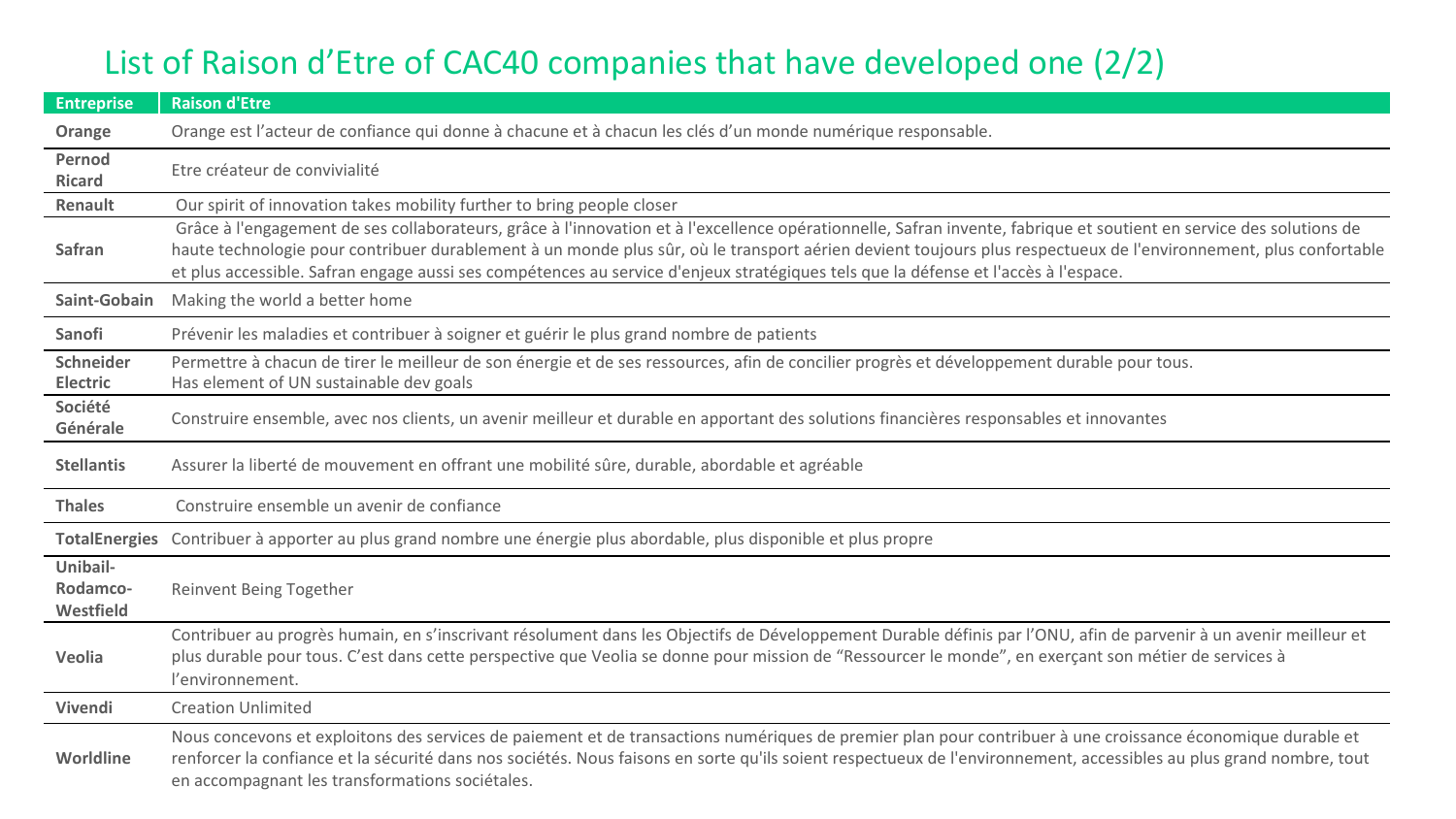# List of Raison d'Etre of CAC40 companies that have developed one (2/2)

| Entreprise | Raison d'Etre |
|---|---|
| **Orange** | Orange est l'acteur de confiance qui donne à chacune et à chacun les clés d'un monde numérique responsable. |
| **Pernod Ricard** | Etre créateur de convivialité |
| **Renault** | Our spirit of innovation takes mobility further to bring people closer |
| **Safran** | Grâce à l'engagement de ses collaborateurs, grâce à l'innovation et à l'excellence opérationnelle, Safran invente, fabrique et soutient en service des solutions de haute technologie pour contribuer durablement à un monde plus sûr, où le transport aérien devient toujours plus respectueux de l'environnement, plus confortable et plus accessible. Safran engage aussi ses compétences au service d'enjeux stratégiques tels que la défense et l'accès à l'espace. |
| **Saint-Gobain** | Making the world a better home |
| **Sanofi** | Prévenir les maladies et contribuer à soigner et guérir le plus grand nombre de patients |
| **Schneider Electric** | Permettre à chacun de tirer le meilleur de son énergie et de ses ressources, afin de concilier progrès et développement durable pour tous.<br>Has element of UN sustainable dev goals |
| **Société Générale** | Construire ensemble, avec nos clients, un avenir meilleur et durable en apportant des solutions financières responsables et innovantes |
| **Stellantis** | Assurer la liberté de mouvement en offrant une mobilité sûre, durable, abordable et agréable |
| **Thales** | Construire ensemble un avenir de confiance |
| **TotalEnergies** | Contribuer à apporter au plus grand nombre une énergie plus abordable, plus disponible et plus propre |
| **Unibail-Rodamco-Westfield** | Reinvent Being Together |
| **Veolia** | Contribuer au progrès humain, en s'inscrivant résolument dans les Objectifs de Développement Durable définis par l'ONU, afin de parvenir à un avenir meilleur et plus durable pour tous. C'est dans cette perspective que Veolia se donne pour mission de "Ressourcer le monde", en exerçant son métier de services à l'environnement. |
| **Vivendi** | Creation Unlimited |
| **Worldline** | Nous concevons et exploitons des services de paiement et de transactions numériques de premier plan pour contribuer à une croissance économique durable et renforcer la confiance et la sécurité dans nos sociétés. Nous faisons en sorte qu'ils soient respectueux de l'environnement, accessibles au plus grand nombre, tout en accompagnant les transformations sociétales. |